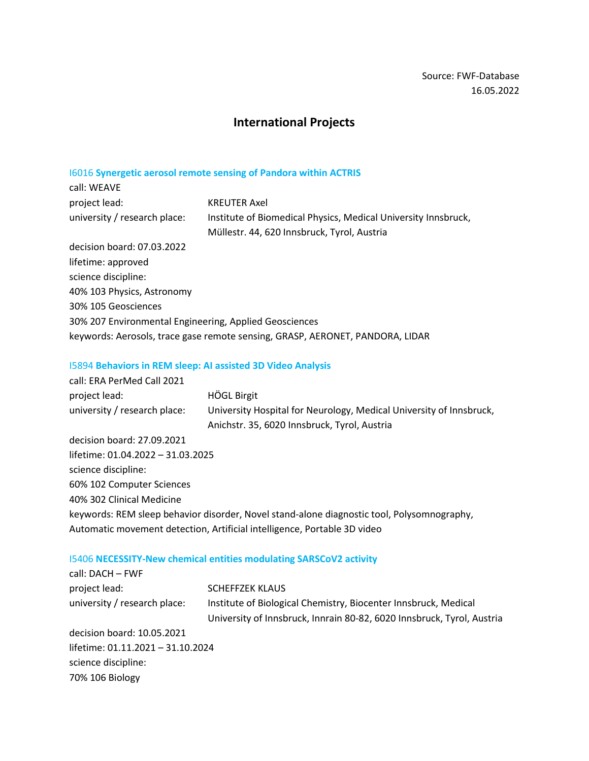Source: FWF-Database
16.05.2022

# International Projects

### I6016 **Synergetic aerosol remote sensing of Pandora within ACTRIS**

call: WEAVE
project lead: KREUTER Axel
university / research place: Institute of Biomedical Physics, Medical University Innsbruck, Müllestr. 44, 620 Innsbruck, Tyrol, Austria
decision board: 07.03.2022
lifetime: approved
science discipline:
40% 103 Physics, Astronomy
30% 105 Geosciences
30% 207 Environmental Engineering, Applied Geosciences
keywords: Aerosols, trace gase remote sensing, GRASP, AERONET, PANDORA, LIDAR

### I5894 **Behaviors in REM sleep: AI assisted 3D Video Analysis**

call: ERA PerMed Call 2021
project lead: HÖGL Birgit
university / research place: University Hospital for Neurology, Medical University of Innsbruck, Anichstr. 35, 6020 Innsbruck, Tyrol, Austria
decision board: 27.09.2021
lifetime: 01.04.2022 – 31.03.2025
science discipline:
60% 102 Computer Sciences
40% 302 Clinical Medicine
keywords: REM sleep behavior disorder, Novel stand-alone diagnostic tool, Polysomnography, Automatic movement detection, Artificial intelligence, Portable 3D video

### I5406 **NECESSITY-New chemical entities modulating SARSCoV2 activity**

call: DACH – FWF
project lead: SCHEFFZEK KLAUS
university / research place: Institute of Biological Chemistry, Biocenter Innsbruck, Medical University of Innsbruck, Innrain 80-82, 6020 Innsbruck, Tyrol, Austria
decision board: 10.05.2021
lifetime: 01.11.2021 – 31.10.2024
science discipline:
70% 106 Biology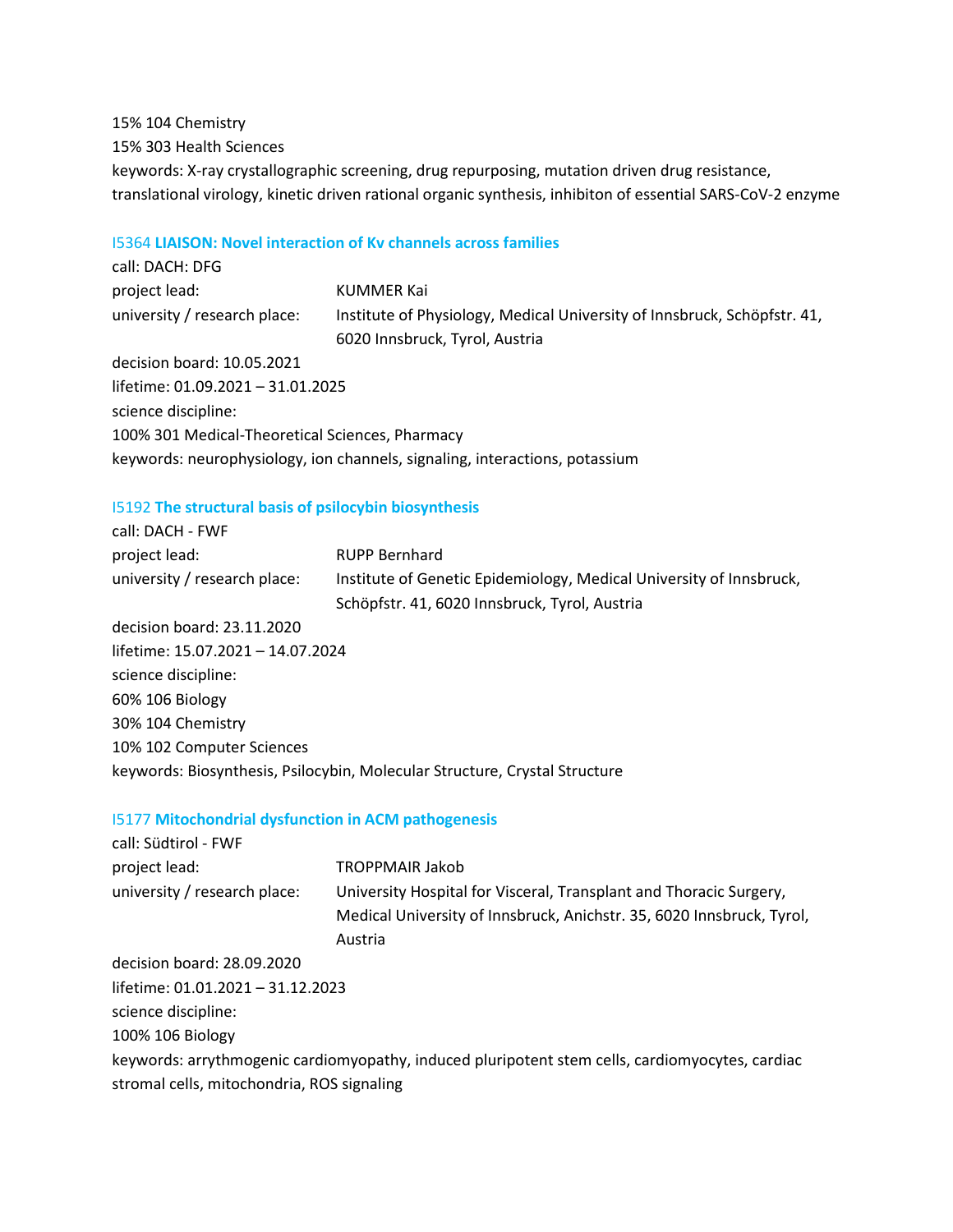15% 104 Chemistry
15% 303 Health Sciences
keywords: X-ray crystallographic screening, drug repurposing, mutation driven drug resistance, translational virology, kinetic driven rational organic synthesis, inhibiton of essential SARS-CoV-2 enzyme

### I5364 **LIAISON: Novel interaction of Kv channels across families**

call: DACH: DFG
project lead: KUMMER Kai
university / research place: Institute of Physiology, Medical University of Innsbruck, Schöpfstr. 41, 6020 Innsbruck, Tyrol, Austria
decision board: 10.05.2021
lifetime: 01.09.2021 – 31.01.2025
science discipline:
100% 301 Medical-Theoretical Sciences, Pharmacy
keywords: neurophysiology, ion channels, signaling, interactions, potassium

### I5192 **The structural basis of psilocybin biosynthesis**

call: DACH - FWF
project lead: RUPP Bernhard
university / research place: Institute of Genetic Epidemiology, Medical University of Innsbruck, Schöpfstr. 41, 6020 Innsbruck, Tyrol, Austria
decision board: 23.11.2020
lifetime: 15.07.2021 – 14.07.2024
science discipline:
60% 106 Biology
30% 104 Chemistry
10% 102 Computer Sciences
keywords: Biosynthesis, Psilocybin, Molecular Structure, Crystal Structure

### I5177 **Mitochondrial dysfunction in ACM pathogenesis**

call: Südtirol - FWF
project lead: TROPPMAIR Jakob
university / research place: University Hospital for Visceral, Transplant and Thoracic Surgery, Medical University of Innsbruck, Anichstr. 35, 6020 Innsbruck, Tyrol, Austria
decision board: 28.09.2020
lifetime: 01.01.2021 – 31.12.2023
science discipline:
100% 106 Biology
keywords: arrythmogenic cardiomyopathy, induced pluripotent stem cells, cardiomyocytes, cardiac stromal cells, mitochondria, ROS signaling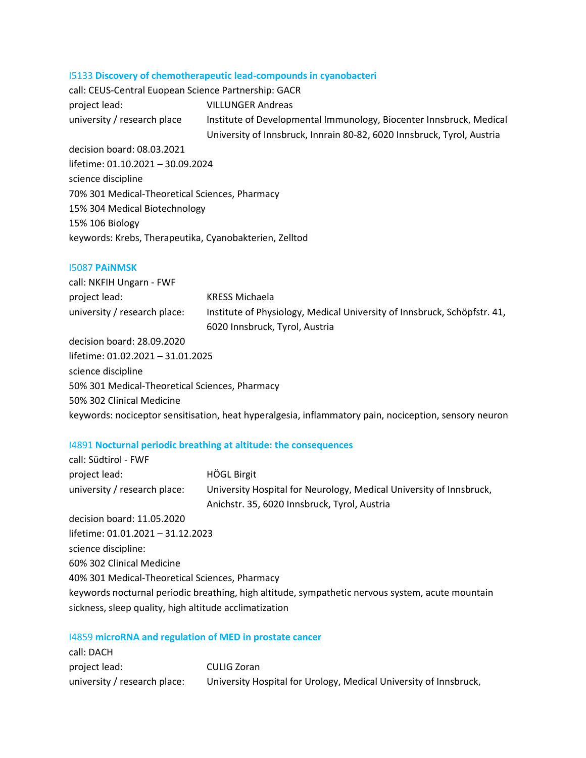### I5133 **Discovery of chemotherapeutic lead-compounds in cyanobacteri**

call: CEUS-Central Euopean Science Partnership: GACR
project lead: VILLUNGER Andreas
university / research place Institute of Developmental Immunology, Biocenter Innsbruck, Medical University of Innsbruck, Innrain 80-82, 6020 Innsbruck, Tyrol, Austria
decision board: 08.03.2021
lifetime: 01.10.2021 – 30.09.2024
science discipline
70% 301 Medical-Theoretical Sciences, Pharmacy
15% 304 Medical Biotechnology
15% 106 Biology
keywords: Krebs, Therapeutika, Cyanobakterien, Zelltod

### I5087 **PAiNMSK**

call: NKFIH Ungarn - FWF
project lead: KRESS Michaela
university / research place: Institute of Physiology, Medical University of Innsbruck, Schöpfstr. 41, 6020 Innsbruck, Tyrol, Austria
decision board: 28.09.2020
lifetime: 01.02.2021 – 31.01.2025
science discipline
50% 301 Medical-Theoretical Sciences, Pharmacy
50% 302 Clinical Medicine
keywords: nociceptor sensitisation, heat hyperalgesia, inflammatory pain, nociception, sensory neuron

### I4891 **Nocturnal periodic breathing at altitude: the consequences**

call: Südtirol - FWF
project lead: HÖGL Birgit
university / research place: University Hospital for Neurology, Medical University of Innsbruck, Anichstr. 35, 6020 Innsbruck, Tyrol, Austria
decision board: 11.05.2020
lifetime: 01.01.2021 – 31.12.2023
science discipline:
60% 302 Clinical Medicine
40% 301 Medical-Theoretical Sciences, Pharmacy
keywords nocturnal periodic breathing, high altitude, sympathetic nervous system, acute mountain sickness, sleep quality, high altitude acclimatization

### I4859 **microRNA and regulation of MED in prostate cancer**

call: DACH
project lead: CULIG Zoran
university / research place: University Hospital for Urology, Medical University of Innsbruck,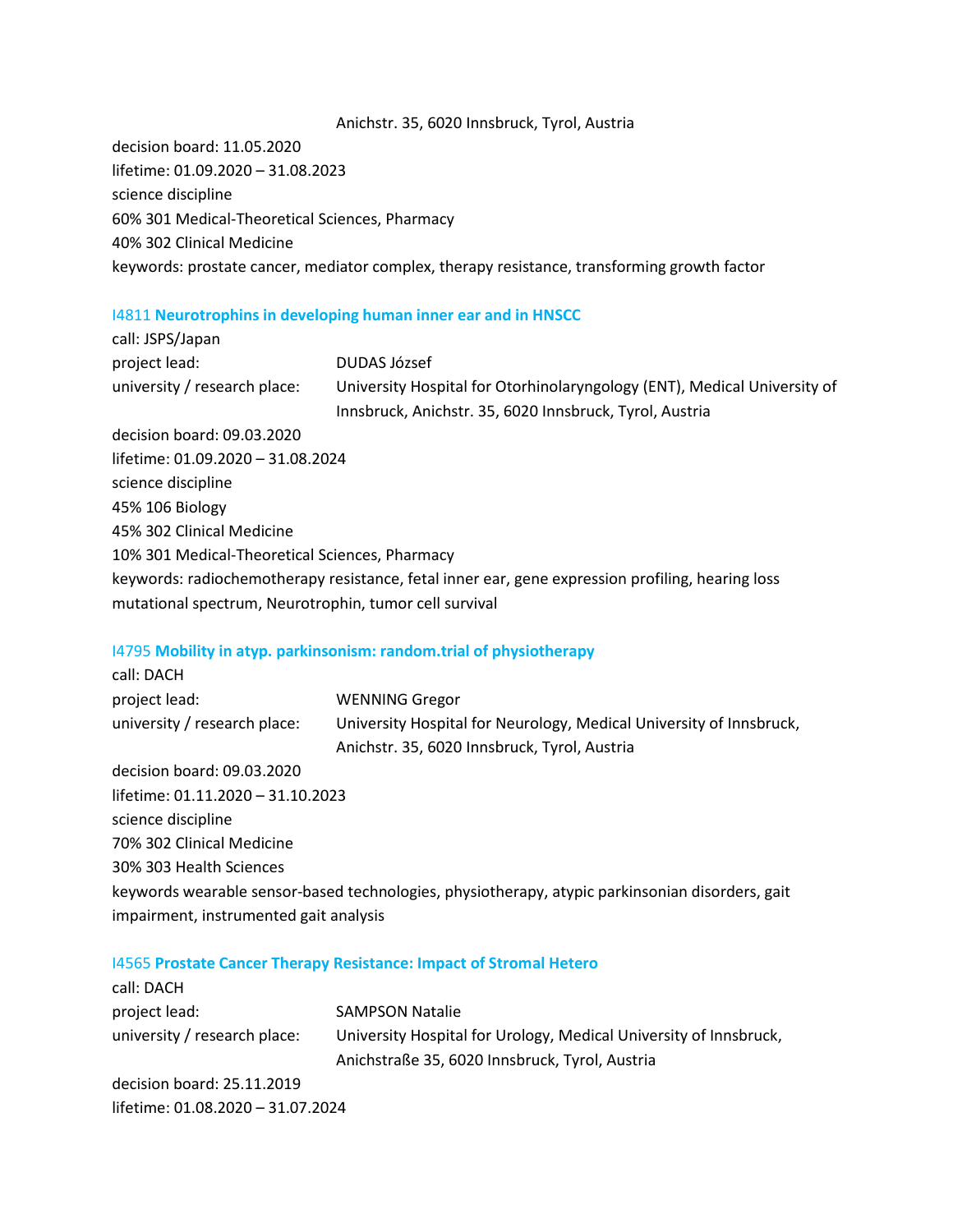Anichstr. 35, 6020 Innsbruck, Tyrol, Austria

decision board: 11.05.2020

lifetime: 01.09.2020 – 31.08.2023

science discipline

60% 301 Medical-Theoretical Sciences, Pharmacy

40% 302 Clinical Medicine

keywords: prostate cancer, mediator complex, therapy resistance, transforming growth factor

### I4811 **Neurotrophins in developing human inner ear and in HNSCC**

call: JSPS/Japan

project lead: DUDAS József

university / research place: University Hospital for Otorhinolaryngology (ENT), Medical University of Innsbruck, Anichstr. 35, 6020 Innsbruck, Tyrol, Austria

decision board: 09.03.2020

lifetime: 01.09.2020 – 31.08.2024

science discipline

45% 106 Biology

45% 302 Clinical Medicine

10% 301 Medical-Theoretical Sciences, Pharmacy

keywords: radiochemotherapy resistance, fetal inner ear, gene expression profiling, hearing loss mutational spectrum, Neurotrophin, tumor cell survival

### I4795 **Mobility in atyp. parkinsonism: random.trial of physiotherapy**

call: DACH

project lead: WENNING Gregor

university / research place: University Hospital for Neurology, Medical University of Innsbruck, Anichstr. 35, 6020 Innsbruck, Tyrol, Austria

decision board: 09.03.2020

lifetime: 01.11.2020 – 31.10.2023

science discipline

70% 302 Clinical Medicine

30% 303 Health Sciences

keywords wearable sensor-based technologies, physiotherapy, atypic parkinsonian disorders, gait impairment, instrumented gait analysis

### I4565 **Prostate Cancer Therapy Resistance: Impact of Stromal Hetero**

call: DACH

project lead: SAMPSON Natalie

university / research place: University Hospital for Urology, Medical University of Innsbruck, Anichstraße 35, 6020 Innsbruck, Tyrol, Austria

decision board: 25.11.2019

lifetime: 01.08.2020 – 31.07.2024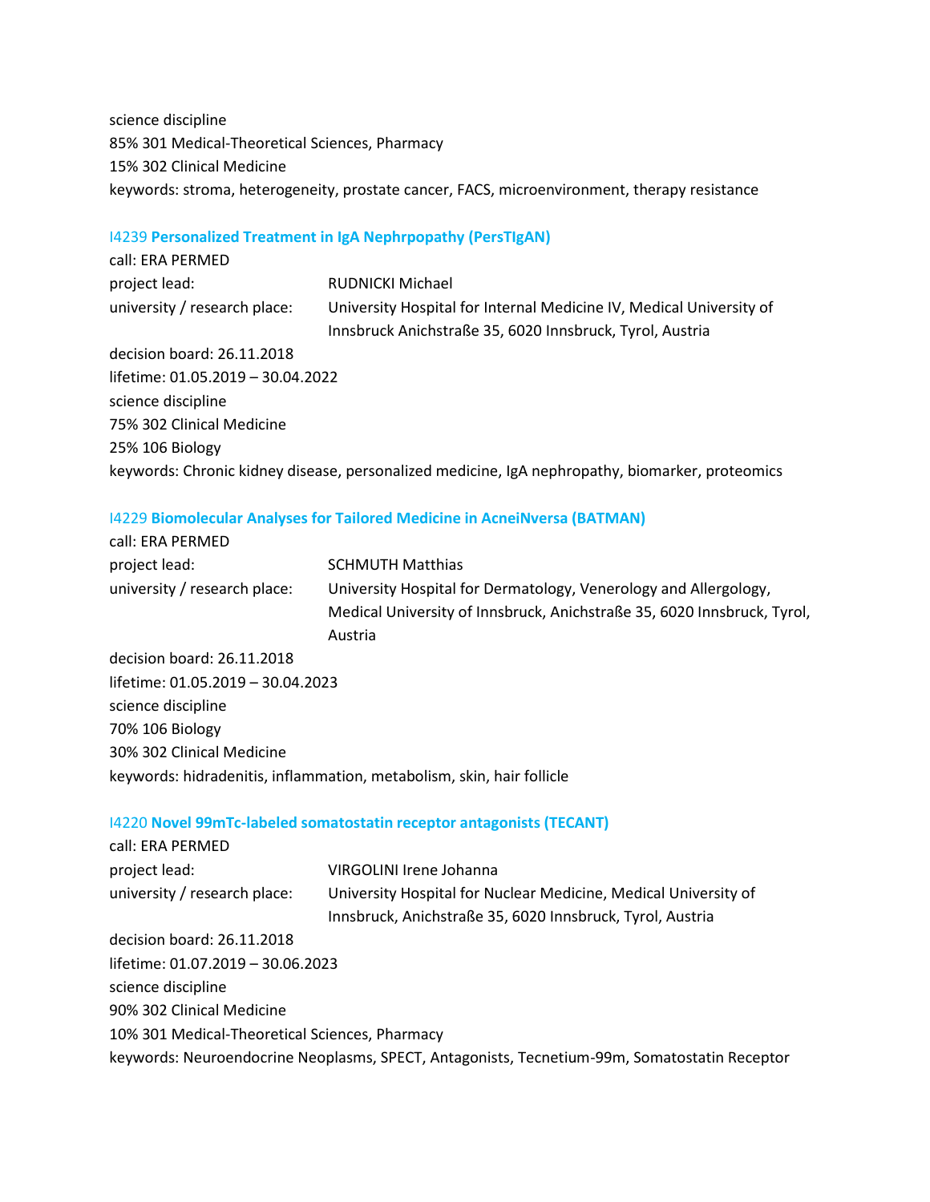science discipline
85% 301 Medical-Theoretical Sciences, Pharmacy
15% 302 Clinical Medicine
keywords: stroma, heterogeneity, prostate cancer, FACS, microenvironment, therapy resistance

### I4239 **Personalized Treatment in IgA Nephrpopathy (PersTIgAN)**

call: ERA PERMED
project lead: RUDNICKI Michael
university / research place: University Hospital for Internal Medicine IV, Medical University of Innsbruck Anichstraße 35, 6020 Innsbruck, Tyrol, Austria
decision board: 26.11.2018
lifetime: 01.05.2019 – 30.04.2022
science discipline
75% 302 Clinical Medicine
25% 106 Biology
keywords: Chronic kidney disease, personalized medicine, IgA nephropathy, biomarker, proteomics

### I4229 **Biomolecular Analyses for Tailored Medicine in AcneiNversa (BATMAN)**

call: ERA PERMED
project lead: SCHMUTH Matthias
university / research place: University Hospital for Dermatology, Venerology and Allergology, Medical University of Innsbruck, Anichstraße 35, 6020 Innsbruck, Tyrol, Austria
decision board: 26.11.2018
lifetime: 01.05.2019 – 30.04.2023
science discipline
70% 106 Biology
30% 302 Clinical Medicine
keywords: hidradenitis, inflammation, metabolism, skin, hair follicle

### I4220 **Novel 99mTc-labeled somatostatin receptor antagonists (TECANT)**

call: ERA PERMED
project lead: VIRGOLINI Irene Johanna
university / research place: University Hospital for Nuclear Medicine, Medical University of Innsbruck, Anichstraße 35, 6020 Innsbruck, Tyrol, Austria
decision board: 26.11.2018
lifetime: 01.07.2019 – 30.06.2023
science discipline
90% 302 Clinical Medicine
10% 301 Medical-Theoretical Sciences, Pharmacy
keywords: Neuroendocrine Neoplasms, SPECT, Antagonists, Tecnetium-99m, Somatostatin Receptor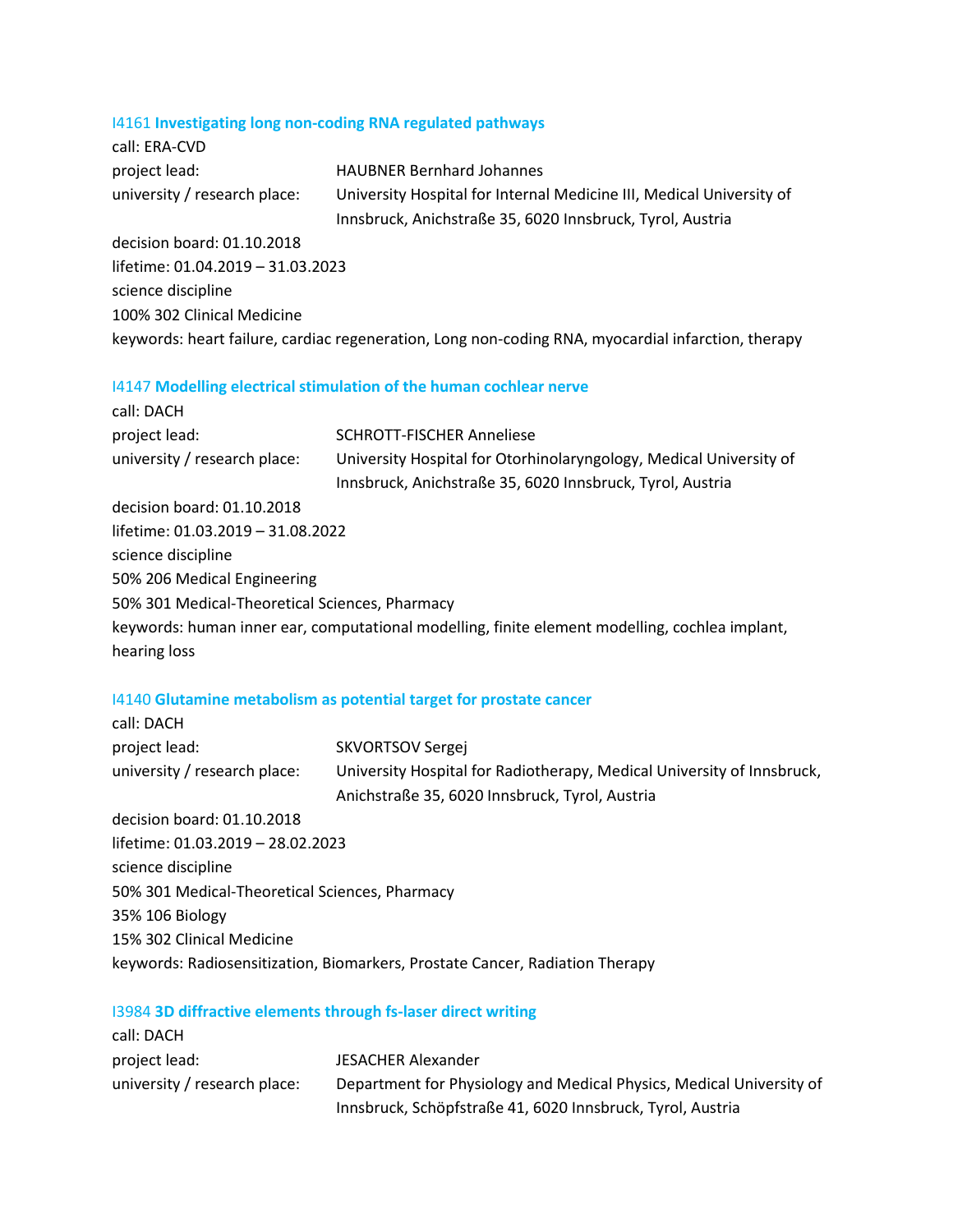### I4161 **Investigating long non-coding RNA regulated pathways**

call: ERA-CVD
project lead: HAUBNER Bernhard Johannes
university / research place: University Hospital for Internal Medicine III, Medical University of Innsbruck, Anichstraße 35, 6020 Innsbruck, Tyrol, Austria
decision board: 01.10.2018
lifetime: 01.04.2019 – 31.03.2023
science discipline
100% 302 Clinical Medicine
keywords: heart failure, cardiac regeneration, Long non-coding RNA, myocardial infarction, therapy

### I4147 **Modelling electrical stimulation of the human cochlear nerve**

call: DACH
project lead: SCHROTT-FISCHER Anneliese
university / research place: University Hospital for Otorhinolaryngology, Medical University of Innsbruck, Anichstraße 35, 6020 Innsbruck, Tyrol, Austria
decision board: 01.10.2018
lifetime: 01.03.2019 – 31.08.2022
science discipline
50% 206 Medical Engineering
50% 301 Medical-Theoretical Sciences, Pharmacy
keywords: human inner ear, computational modelling, finite element modelling, cochlea implant, hearing loss

### I4140 **Glutamine metabolism as potential target for prostate cancer**

call: DACH
project lead: SKVORTSOV Sergej
university / research place: University Hospital for Radiotherapy, Medical University of Innsbruck, Anichstraße 35, 6020 Innsbruck, Tyrol, Austria
decision board: 01.10.2018
lifetime: 01.03.2019 – 28.02.2023
science discipline
50% 301 Medical-Theoretical Sciences, Pharmacy
35% 106 Biology
15% 302 Clinical Medicine
keywords: Radiosensitization, Biomarkers, Prostate Cancer, Radiation Therapy

### I3984 **3D diffractive elements through fs-laser direct writing**

call: DACH
project lead: JESACHER Alexander
university / research place: Department for Physiology and Medical Physics, Medical University of Innsbruck, Schöpfstraße 41, 6020 Innsbruck, Tyrol, Austria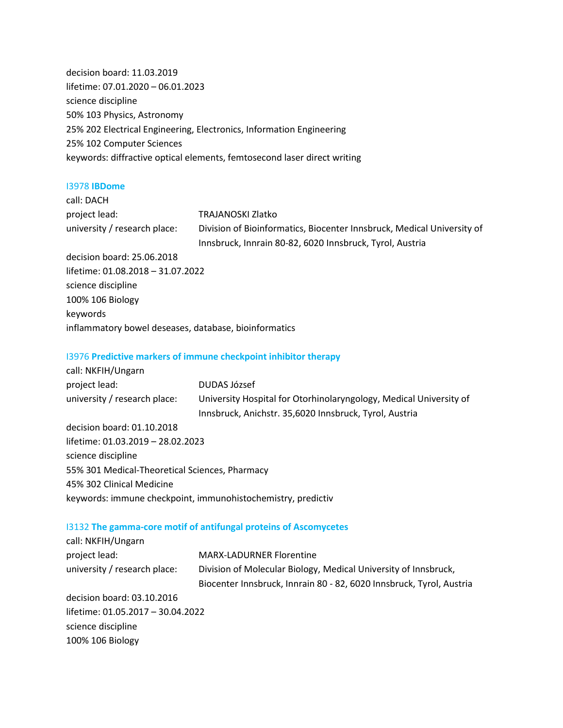decision board: 11.03.2019
lifetime: 07.01.2020 – 06.01.2023
science discipline
50% 103 Physics, Astronomy
25% 202 Electrical Engineering, Electronics, Information Engineering
25% 102 Computer Sciences
keywords: diffractive optical elements, femtosecond laser direct writing

### I3978 **IBDome**

call: DACH
project lead: TRAJANOSKI Zlatko
university / research place: Division of Bioinformatics, Biocenter Innsbruck, Medical University of Innsbruck, Innrain 80-82, 6020 Innsbruck, Tyrol, Austria
decision board: 25.06.2018
lifetime: 01.08.2018 – 31.07.2022
science discipline
100% 106 Biology
keywords
inflammatory bowel deseases, database, bioinformatics

### I3976 **Predictive markers of immune checkpoint inhibitor therapy**

call: NKFIH/Ungarn
project lead: DUDAS József
university / research place: University Hospital for Otorhinolaryngology, Medical University of Innsbruck, Anichstr. 35,6020 Innsbruck, Tyrol, Austria
decision board: 01.10.2018
lifetime: 01.03.2019 – 28.02.2023
science discipline
55% 301 Medical-Theoretical Sciences, Pharmacy
45% 302 Clinical Medicine
keywords: immune checkpoint, immunohistochemistry, predictiv

### I3132 **The gamma-core motif of antifungal proteins of Ascomycetes**

call: NKFIH/Ungarn
project lead: MARX-LADURNER Florentine
university / research place: Division of Molecular Biology, Medical University of Innsbruck, Biocenter Innsbruck, Innrain 80 - 82, 6020 Innsbruck, Tyrol, Austria
decision board: 03.10.2016
lifetime: 01.05.2017 – 30.04.2022
science discipline
100% 106 Biology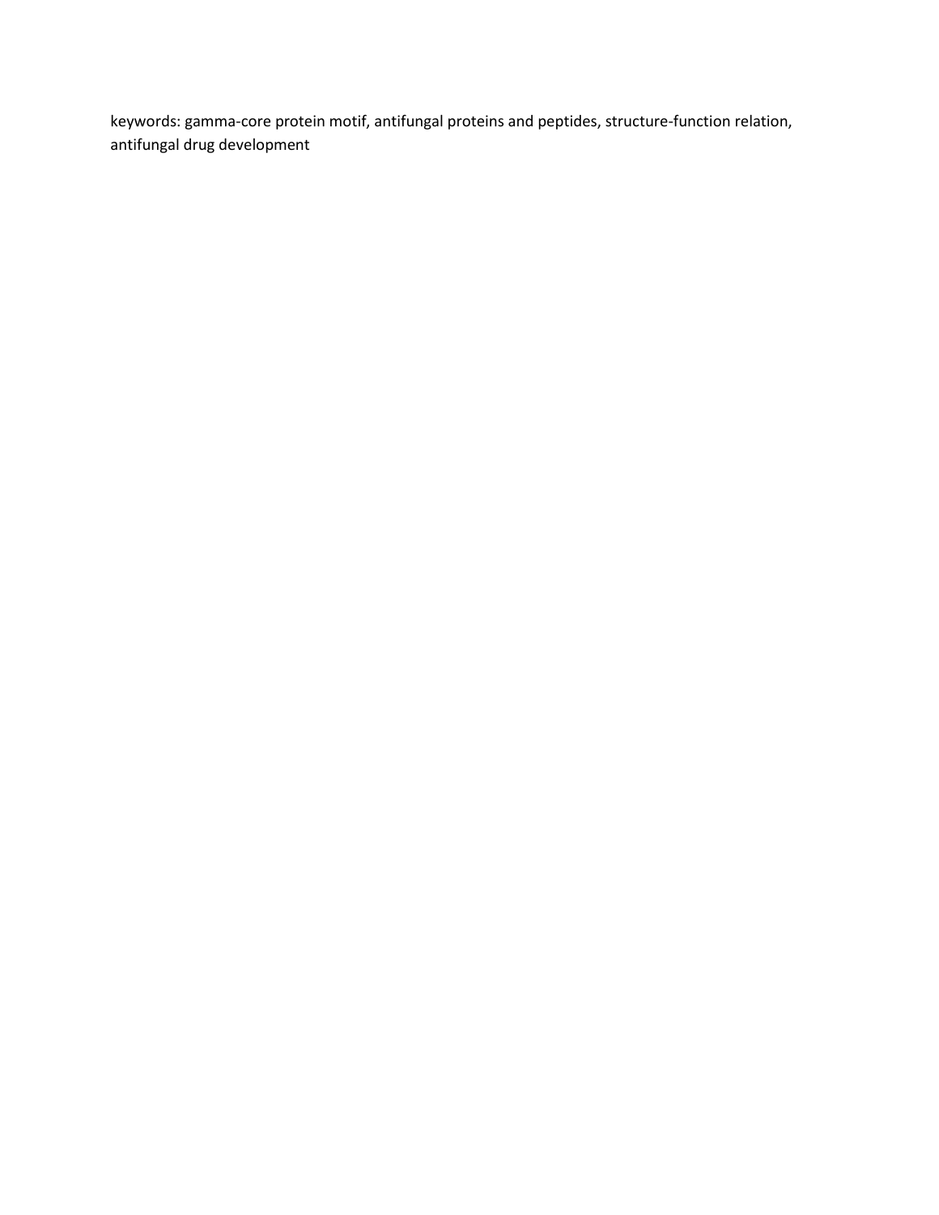keywords: gamma-core protein motif, antifungal proteins and peptides, structure-function relation, antifungal drug development